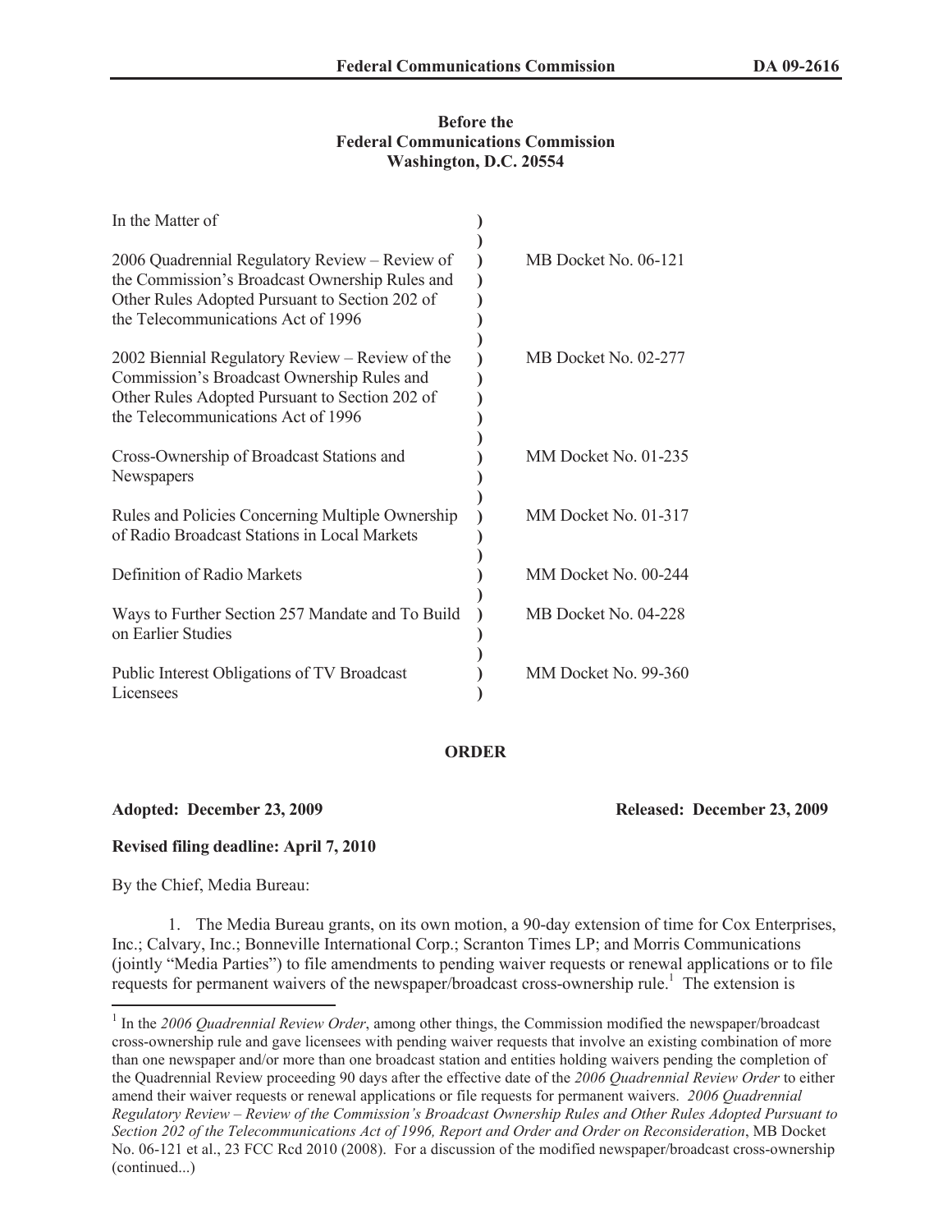**Before the**
**Federal Communications Commission**
**Washington, D.C. 20554**

| In the Matter of | | |
|---|---|---|
| 2006 Quadrennial Regulatory Review – Review of the Commission's Broadcast Ownership Rules and Other Rules Adopted Pursuant to Section 202 of the Telecommunications Act of 1996 | ) | MB Docket No. 06-121 |
| 2002 Biennial Regulatory Review – Review of the Commission's Broadcast Ownership Rules and Other Rules Adopted Pursuant to Section 202 of the Telecommunications Act of 1996 | ) | MB Docket No. 02-277 |
| Cross-Ownership of Broadcast Stations and Newspapers | ) | MM Docket No. 01-235 |
| Rules and Policies Concerning Multiple Ownership of Radio Broadcast Stations in Local Markets | ) | MM Docket No. 01-317 |
| Definition of Radio Markets | ) | MM Docket No. 00-244 |
| Ways to Further Section 257 Mandate and To Build on Earlier Studies | ) | MB Docket No. 04-228 |
| Public Interest Obligations of TV Broadcast Licensees | ) | MM Docket No. 99-360 |

**ORDER**

**Adopted: December 23, 2009** **Released: December 23, 2009**

**Revised filing deadline: April 7, 2010**

By the Chief, Media Bureau:

1. The Media Bureau grants, on its own motion, a 90-day extension of time for Cox Enterprises, Inc.; Calvary, Inc.; Bonneville International Corp.; Scranton Times LP; and Morris Communications (jointly "Media Parties") to file amendments to pending waiver requests or renewal applications or to file requests for permanent waivers of the newspaper/broadcast cross-ownership rule.[1] The extension is

[1] In the *2006 Quadrennial Review Order*, among other things, the Commission modified the newspaper/broadcast cross-ownership rule and gave licensees with pending waiver requests that involve an existing combination of more than one newspaper and/or more than one broadcast station and entities holding waivers pending the completion of the Quadrennial Review proceeding 90 days after the effective date of the *2006 Quadrennial Review Order* to either amend their waiver requests or renewal applications or file requests for permanent waivers. *2006 Quadrennial Regulatory Review – Review of the Commission's Broadcast Ownership Rules and Other Rules Adopted Pursuant to Section 202 of the Telecommunications Act of 1996, Report and Order and Order on Reconsideration*, MB Docket No. 06-121 et al., 23 FCC Rcd 2010 (2008). For a discussion of the modified newspaper/broadcast cross-ownership (continued...)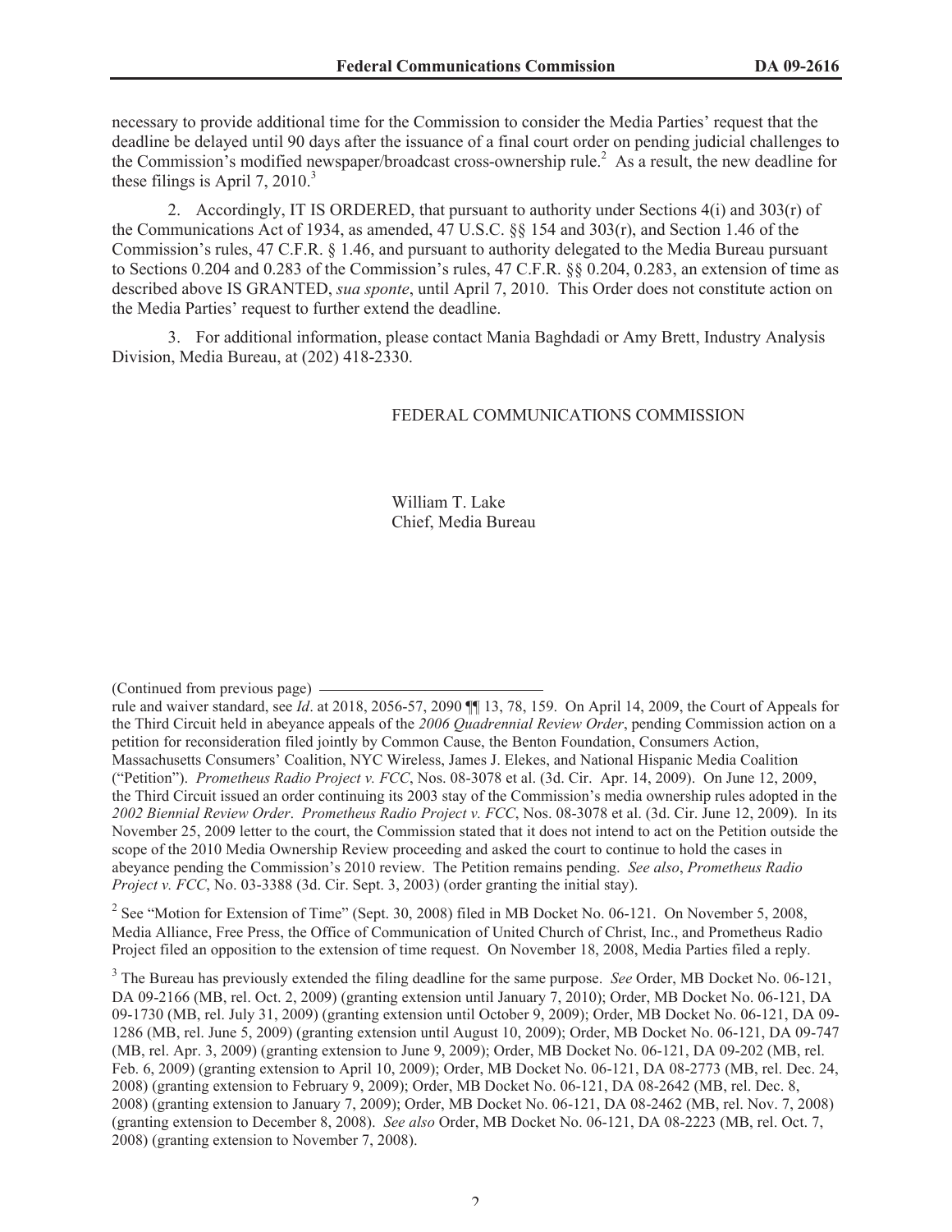necessary to provide additional time for the Commission to consider the Media Parties' request that the deadline be delayed until 90 days after the issuance of a final court order on pending judicial challenges to the Commission's modified newspaper/broadcast cross-ownership rule.[2] As a result, the new deadline for these filings is April 7, 2010.[3]

2. Accordingly, IT IS ORDERED, that pursuant to authority under Sections 4(i) and 303(r) of the Communications Act of 1934, as amended, 47 U.S.C. §§ 154 and 303(r), and Section 1.46 of the Commission's rules, 47 C.F.R. § 1.46, and pursuant to authority delegated to the Media Bureau pursuant to Sections 0.204 and 0.283 of the Commission's rules, 47 C.F.R. §§ 0.204, 0.283, an extension of time as described above IS GRANTED, *sua sponte*, until April 7, 2010. This Order does not constitute action on the Media Parties' request to further extend the deadline.

3. For additional information, please contact Mania Baghdadi or Amy Brett, Industry Analysis Division, Media Bureau, at (202) 418-2330.

FEDERAL COMMUNICATIONS COMMISSION

William T. Lake
Chief, Media Bureau

(Continued from previous page)

rule and waiver standard, see *Id*. at 2018, 2056-57, 2090 ¶¶ 13, 78, 159. On April 14, 2009, the Court of Appeals for the Third Circuit held in abeyance appeals of the *2006 Quadrennial Review Order*, pending Commission action on a petition for reconsideration filed jointly by Common Cause, the Benton Foundation, Consumers Action, Massachusetts Consumers' Coalition, NYC Wireless, James J. Elekes, and National Hispanic Media Coalition ("Petition"). *Prometheus Radio Project v. FCC*, Nos. 08-3078 et al. (3d. Cir. Apr. 14, 2009). On June 12, 2009, the Third Circuit issued an order continuing its 2003 stay of the Commission's media ownership rules adopted in the *2002 Biennial Review Order*. *Prometheus Radio Project v. FCC*, Nos. 08-3078 et al. (3d. Cir. June 12, 2009). In its November 25, 2009 letter to the court, the Commission stated that it does not intend to act on the Petition outside the scope of the 2010 Media Ownership Review proceeding and asked the court to continue to hold the cases in abeyance pending the Commission's 2010 review. The Petition remains pending. *See also*, *Prometheus Radio Project v. FCC*, No. 03-3388 (3d. Cir. Sept. 3, 2003) (order granting the initial stay).

[2] See "Motion for Extension of Time" (Sept. 30, 2008) filed in MB Docket No. 06-121. On November 5, 2008, Media Alliance, Free Press, the Office of Communication of United Church of Christ, Inc., and Prometheus Radio Project filed an opposition to the extension of time request. On November 18, 2008, Media Parties filed a reply.

[3] The Bureau has previously extended the filing deadline for the same purpose. *See* Order, MB Docket No. 06-121, DA 09-2166 (MB, rel. Oct. 2, 2009) (granting extension until January 7, 2010); Order, MB Docket No. 06-121, DA 09-1730 (MB, rel. July 31, 2009) (granting extension until October 9, 2009); Order, MB Docket No. 06-121, DA 09-1286 (MB, rel. June 5, 2009) (granting extension until August 10, 2009); Order, MB Docket No. 06-121, DA 09-747 (MB, rel. Apr. 3, 2009) (granting extension to June 9, 2009); Order, MB Docket No. 06-121, DA 09-202 (MB, rel. Feb. 6, 2009) (granting extension to April 10, 2009); Order, MB Docket No. 06-121, DA 08-2773 (MB, rel. Dec. 24, 2008) (granting extension to February 9, 2009); Order, MB Docket No. 06-121, DA 08-2642 (MB, rel. Dec. 8, 2008) (granting extension to January 7, 2009); Order, MB Docket No. 06-121, DA 08-2462 (MB, rel. Nov. 7, 2008) (granting extension to December 8, 2008). *See also* Order, MB Docket No. 06-121, DA 08-2223 (MB, rel. Oct. 7, 2008) (granting extension to November 7, 2008).